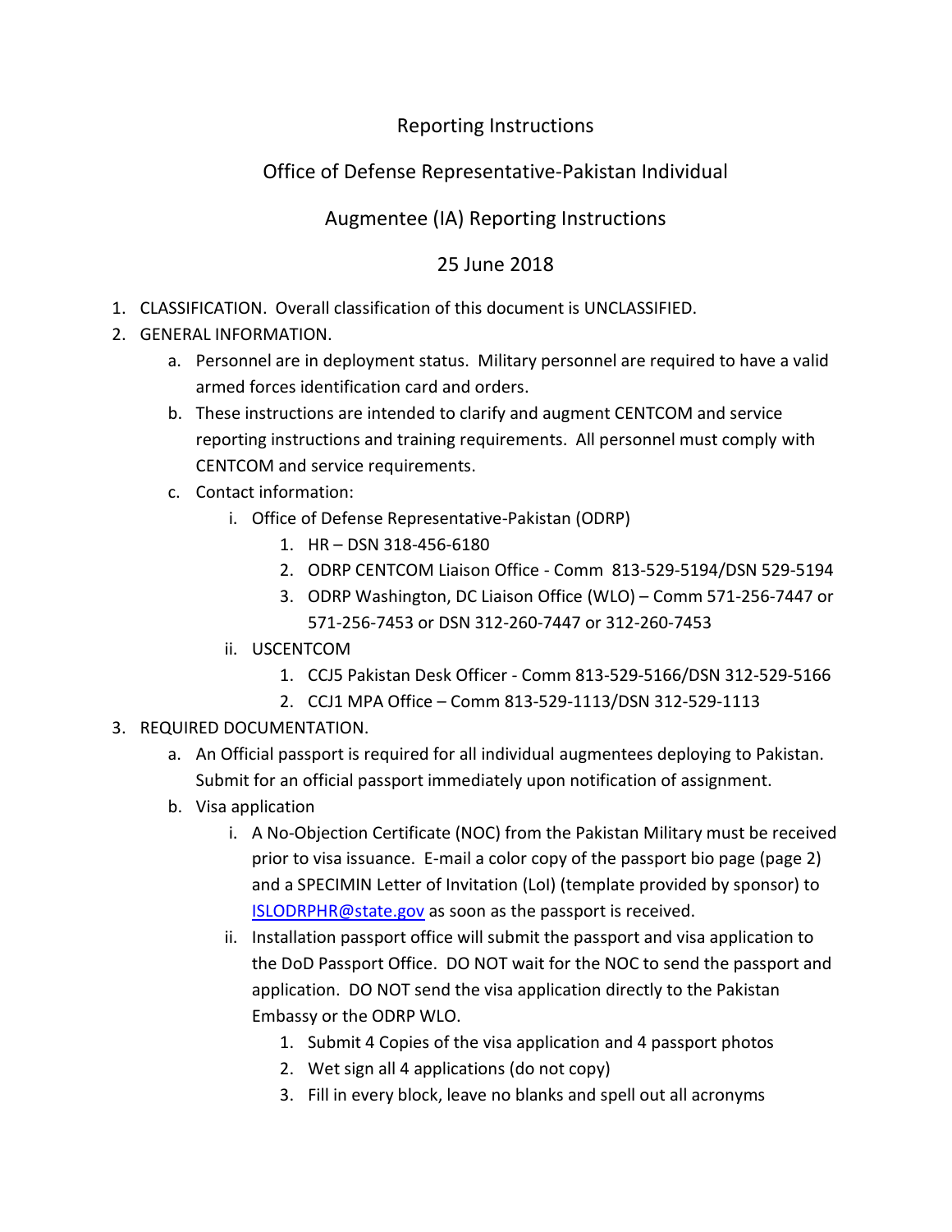# Reporting Instructions

## Office of Defense Representative-Pakistan Individual Augmentee (IA) Reporting Instructions

## 25 June 2018

1. CLASSIFICATION. Overall classification of this document is UNCLASSIFIED.
2. GENERAL INFORMATION.
   a. Personnel are in deployment status. Military personnel are required to have a valid armed forces identification card and orders.
   b. These instructions are intended to clarify and augment CENTCOM and service reporting instructions and training requirements. All personnel must comply with CENTCOM and service requirements.
   c. Contact information:
      i. Office of Defense Representative-Pakistan (ODRP)
         1. HR – DSN 318-456-6180
         2. ODRP CENTCOM Liaison Office - Comm 813-529-5194/DSN 529-5194
         3. ODRP Washington, DC Liaison Office (WLO) – Comm 571-256-7447 or 571-256-7453 or DSN 312-260-7447 or 312-260-7453
      ii. USCENTCOM
         1. CCJ5 Pakistan Desk Officer - Comm 813-529-5166/DSN 312-529-5166
         2. CCJ1 MPA Office – Comm 813-529-1113/DSN 312-529-1113
3. REQUIRED DOCUMENTATION.
   a. An Official passport is required for all individual augmentees deploying to Pakistan. Submit for an official passport immediately upon notification of assignment.
   b. Visa application
      i. A No-Objection Certificate (NOC) from the Pakistan Military must be received prior to visa issuance. E-mail a color copy of the passport bio page (page 2) and a SPECIMIN Letter of Invitation (LoI) (template provided by sponsor) to ISLODRPHR@state.gov as soon as the passport is received.
      ii. Installation passport office will submit the passport and visa application to the DoD Passport Office. DO NOT wait for the NOC to send the passport and application. DO NOT send the visa application directly to the Pakistan Embassy or the ODRP WLO.
         1. Submit 4 Copies of the visa application and 4 passport photos
         2. Wet sign all 4 applications (do not copy)
         3. Fill in every block, leave no blanks and spell out all acronyms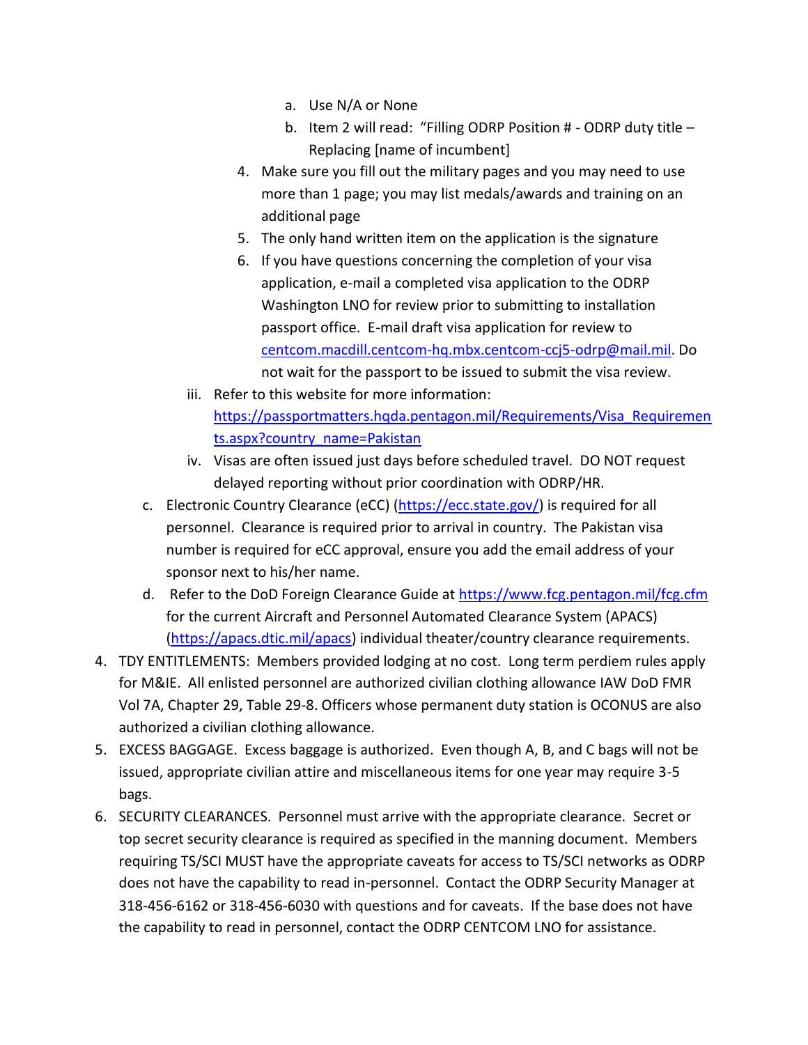a. Use N/A or None
            b. Item 2 will read: "Filling ODRP Position # - ODRP duty title – Replacing [name of incumbent]
        4. Make sure you fill out the military pages and you may need to use more than 1 page; you may list medals/awards and training on an additional page
        5. The only hand written item on the application is the signature
        6. If you have questions concerning the completion of your visa application, e-mail a completed visa application to the ODRP Washington LNO for review prior to submitting to installation passport office. E-mail draft visa application for review to [centcom.macdill.centcom-hq.mbx.centcom-ccj5-odrp@mail.mil](mailto:centcom.macdill.centcom-hq.mbx.centcom-ccj5-odrp@mail.mil). Do not wait for the passport to be issued to submit the visa review.
    iii. Refer to this website for more information: [https://passportmatters.hqda.pentagon.mil/Requirements/Visa_Requirements.aspx?country_name=Pakistan](https://passportmatters.hqda.pentagon.mil/Requirements/Visa_Requirements.aspx?country_name=Pakistan)
    iv. Visas are often issued just days before scheduled travel. DO NOT request delayed reporting without prior coordination with ODRP/HR.
  c. Electronic Country Clearance (eCC) ([https://ecc.state.gov/](https://ecc.state.gov/)) is required for all personnel. Clearance is required prior to arrival in country. The Pakistan visa number is required for eCC approval, ensure you add the email address of your sponsor next to his/her name.
  d. Refer to the DoD Foreign Clearance Guide at [https://www.fcg.pentagon.mil/fcg.cfm](https://www.fcg.pentagon.mil/fcg.cfm) for the current Aircraft and Personnel Automated Clearance System (APACS) ([https://apacs.dtic.mil/apacs](https://apacs.dtic.mil/apacs)) individual theater/country clearance requirements.

4. TDY ENTITLEMENTS: Members provided lodging at no cost. Long term perdiem rules apply for M&IE. All enlisted personnel are authorized civilian clothing allowance IAW DoD FMR Vol 7A, Chapter 29, Table 29-8. Officers whose permanent duty station is OCONUS are also authorized a civilian clothing allowance.
5. EXCESS BAGGAGE. Excess baggage is authorized. Even though A, B, and C bags will not be issued, appropriate civilian attire and miscellaneous items for one year may require 3-5 bags.
6. SECURITY CLEARANCES. Personnel must arrive with the appropriate clearance. Secret or top secret security clearance is required as specified in the manning document. Members requiring TS/SCI MUST have the appropriate caveats for access to TS/SCI networks as ODRP does not have the capability to read in-personnel. Contact the ODRP Security Manager at 318-456-6162 or 318-456-6030 with questions and for caveats. If the base does not have the capability to read in personnel, contact the ODRP CENTCOM LNO for assistance.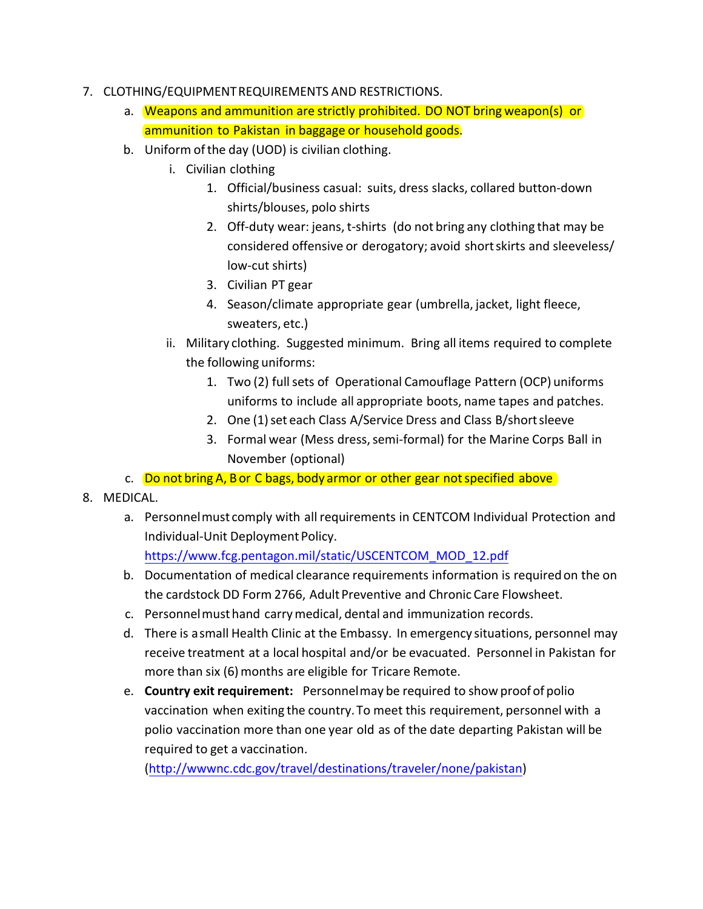7. CLOTHING/EQUIPMENT REQUIREMENTS AND RESTRICTIONS.
    a. Weapons and ammunition are strictly prohibited. DO NOT bring weapon(s) or ammunition to Pakistan in baggage or household goods.
    b. Uniform of the day (UOD) is civilian clothing.
        i. Civilian clothing
            1. Official/business casual: suits, dress slacks, collared button-down shirts/blouses, polo shirts
            2. Off-duty wear: jeans, t-shirts (do not bring any clothing that may be considered offensive or derogatory; avoid short skirts and sleeveless/ low-cut shirts)
            3. Civilian PT gear
            4. Season/climate appropriate gear (umbrella, jacket, light fleece, sweaters, etc.)
        ii. Military clothing. Suggested minimum. Bring all items required to complete the following uniforms:
            1. Two (2) full sets of Operational Camouflage Pattern (OCP) uniforms uniforms to include all appropriate boots, name tapes and patches.
            2. One (1) set each Class A/Service Dress and Class B/short sleeve
            3. Formal wear (Mess dress, semi-formal) for the Marine Corps Ball in November (optional)
    c. Do not bring A, B or C bags, body armor or other gear not specified above
8. MEDICAL.
    a. Personnel must comply with all requirements in CENTCOM Individual Protection and Individual-Unit Deployment Policy. https://www.fcg.pentagon.mil/static/USCENTCOM_MOD_12.pdf
    b. Documentation of medical clearance requirements information is required on the on the cardstock DD Form 2766, Adult Preventive and Chronic Care Flowsheet.
    c. Personnel must hand carry medical, dental and immunization records.
    d. There is a small Health Clinic at the Embassy. In emergency situations, personnel may receive treatment at a local hospital and/or be evacuated. Personnel in Pakistan for more than six (6) months are eligible for Tricare Remote.
    e. **Country exit requirement:** Personnel may be required to show proof of polio vaccination when exiting the country. To meet this requirement, personnel with a polio vaccination more than one year old as of the date departing Pakistan will be required to get a vaccination. (http://wwwnc.cdc.gov/travel/destinations/traveler/none/pakistan)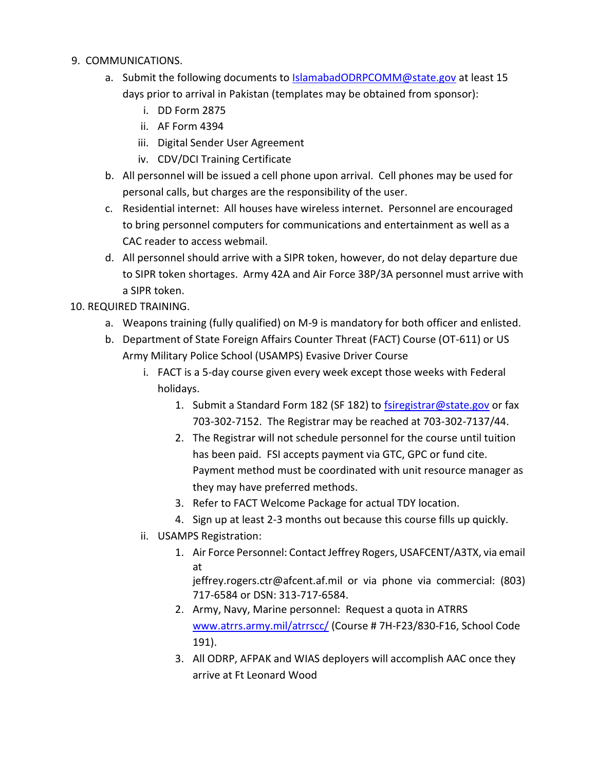9. COMMUNICATIONS.
   a. Submit the following documents to IslamabadODRPCOMM@state.gov at least 15 days prior to arrival in Pakistan (templates may be obtained from sponsor):
      i. DD Form 2875
      ii. AF Form 4394
      iii. Digital Sender User Agreement
      iv. CDV/DCI Training Certificate
   b. All personnel will be issued a cell phone upon arrival. Cell phones may be used for personal calls, but charges are the responsibility of the user.
   c. Residential internet: All houses have wireless internet. Personnel are encouraged to bring personnel computers for communications and entertainment as well as a CAC reader to access webmail.
   d. All personnel should arrive with a SIPR token, however, do not delay departure due to SIPR token shortages. Army 42A and Air Force 38P/3A personnel must arrive with a SIPR token.

10. REQUIRED TRAINING.
   a. Weapons training (fully qualified) on M-9 is mandatory for both officer and enlisted.
   b. Department of State Foreign Affairs Counter Threat (FACT) Course (OT-611) or US Army Military Police School (USAMPS) Evasive Driver Course
      i. FACT is a 5-day course given every week except those weeks with Federal holidays.
         1. Submit a Standard Form 182 (SF 182) to fsiregistrar@state.gov or fax 703-302-7152. The Registrar may be reached at 703-302-7137/44.
         2. The Registrar will not schedule personnel for the course until tuition has been paid. FSI accepts payment via GTC, GPC or fund cite. Payment method must be coordinated with unit resource manager as they may have preferred methods.
         3. Refer to FACT Welcome Package for actual TDY location.
         4. Sign up at least 2-3 months out because this course fills up quickly.
      ii. USAMPS Registration:
         1. Air Force Personnel: Contact Jeffrey Rogers, USAFCENT/A3TX, via email at jeffrey.rogers.ctr@afcent.af.mil or via phone via commercial: (803) 717-6584 or DSN: 313-717-6584.
         2. Army, Navy, Marine personnel: Request a quota in ATRRS www.atrrs.army.mil/atrrscc/ (Course # 7H-F23/830-F16, School Code 191).
         3. All ODRP, AFPAK and WIAS deployers will accomplish AAC once they arrive at Ft Leonard Wood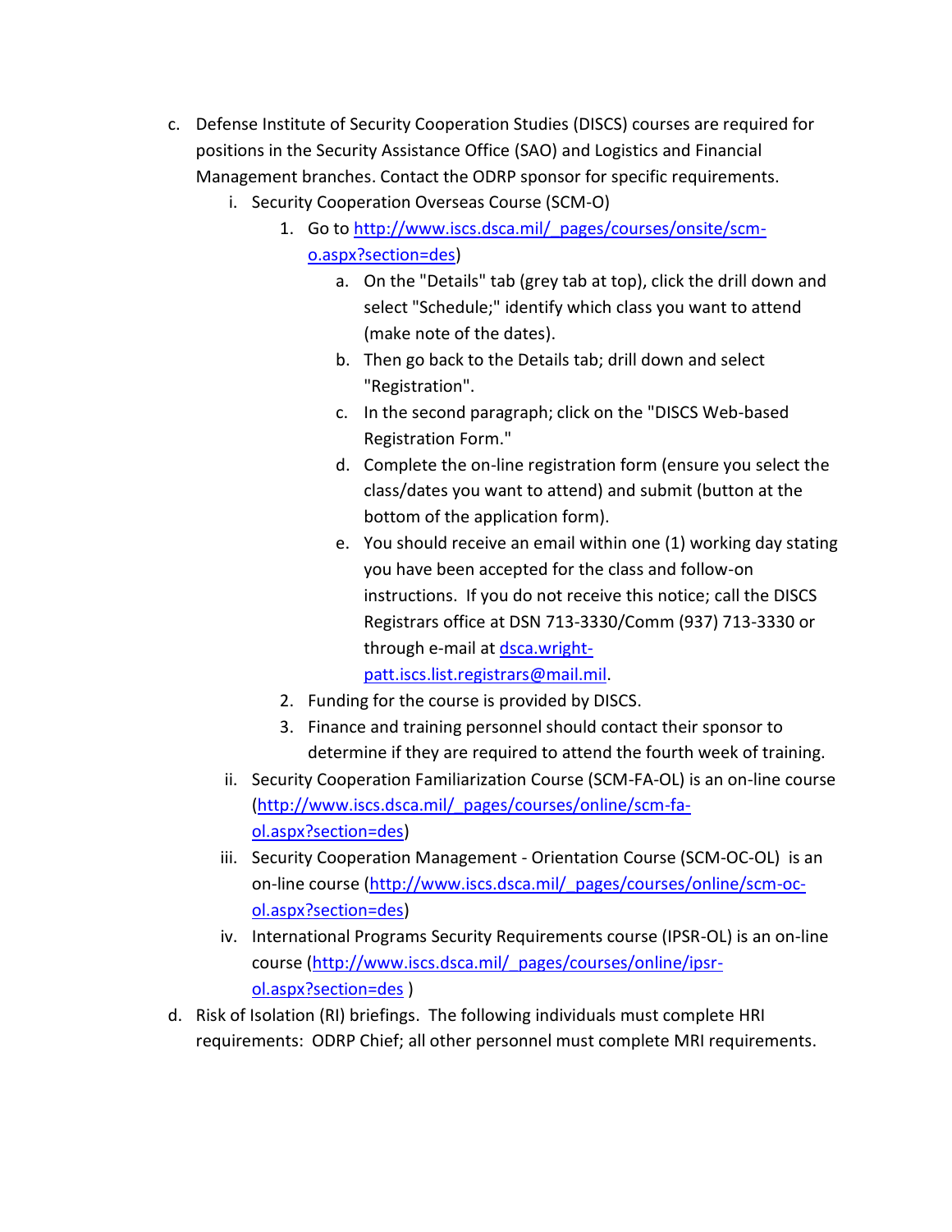c. Defense Institute of Security Cooperation Studies (DISCS) courses are required for positions in the Security Assistance Office (SAO) and Logistics and Financial Management branches. Contact the ODRP sponsor for specific requirements.

   i. Security Cooperation Overseas Course (SCM-O)

      1. Go to [http://www.iscs.dsca.mil/_pages/courses/onsite/scm-o.aspx?section=des](http://www.iscs.dsca.mil/_pages/courses/onsite/scm-o.aspx?section=des))

         a. On the "Details" tab (grey tab at top), click the drill down and select "Schedule;" identify which class you want to attend (make note of the dates).

         b. Then go back to the Details tab; drill down and select "Registration".

         c. In the second paragraph; click on the "DISCS Web-based Registration Form."

         d. Complete the on-line registration form (ensure you select the class/dates you want to attend) and submit (button at the bottom of the application form).

         e. You should receive an email within one (1) working day stating you have been accepted for the class and follow-on instructions. If you do not receive this notice; call the DISCS Registrars office at DSN 713-3330/Comm (937) 713-3330 or through e-mail at [dsca.wright-patt.iscs.list.registrars@mail.mil](mailto:dsca.wright-patt.iscs.list.registrars@mail.mil).

      2. Funding for the course is provided by DISCS.

      3. Finance and training personnel should contact their sponsor to determine if they are required to attend the fourth week of training.

   ii. Security Cooperation Familiarization Course (SCM-FA-OL) is an on-line course ([http://www.iscs.dsca.mil/_pages/courses/online/scm-fa-ol.aspx?section=des](http://www.iscs.dsca.mil/_pages/courses/online/scm-fa-ol.aspx?section=des))

   iii. Security Cooperation Management - Orientation Course (SCM-OC-OL) is an on-line course ([http://www.iscs.dsca.mil/_pages/courses/online/scm-oc-ol.aspx?section=des](http://www.iscs.dsca.mil/_pages/courses/online/scm-oc-ol.aspx?section=des))

   iv. International Programs Security Requirements course (IPSR-OL) is an on-line course ([http://www.iscs.dsca.mil/_pages/courses/online/ipsr-ol.aspx?section=des](http://www.iscs.dsca.mil/_pages/courses/online/ipsr-ol.aspx?section=des) )

d. Risk of Isolation (RI) briefings. The following individuals must complete HRI requirements: ODRP Chief; all other personnel must complete MRI requirements.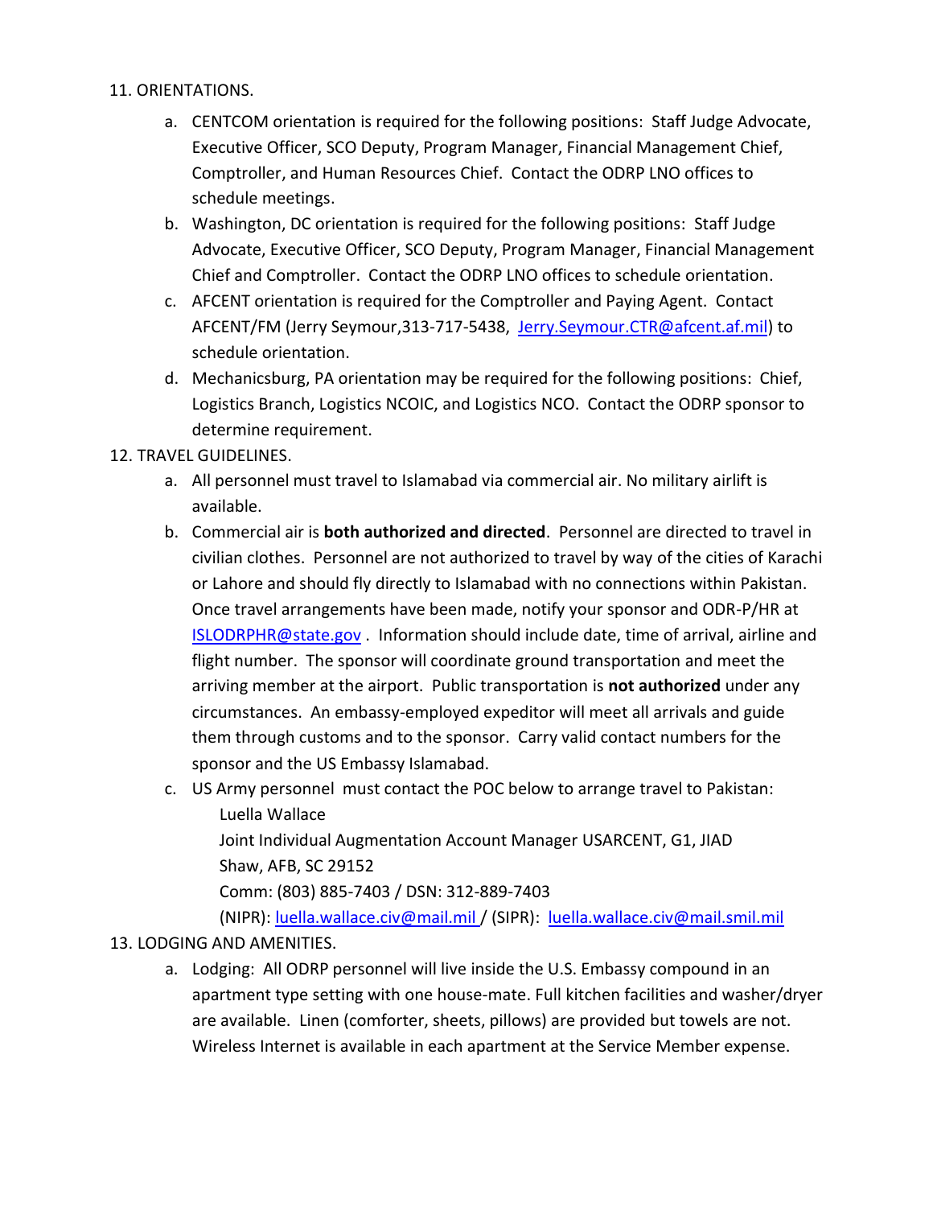11. ORIENTATIONS.

   a. CENTCOM orientation is required for the following positions: Staff Judge Advocate, Executive Officer, SCO Deputy, Program Manager, Financial Management Chief, Comptroller, and Human Resources Chief. Contact the ODRP LNO offices to schedule meetings.

   b. Washington, DC orientation is required for the following positions: Staff Judge Advocate, Executive Officer, SCO Deputy, Program Manager, Financial Management Chief and Comptroller. Contact the ODRP LNO offices to schedule orientation.

   c. AFCENT orientation is required for the Comptroller and Paying Agent. Contact AFCENT/FM (Jerry Seymour,313-717-5438, Jerry.Seymour.CTR@afcent.af.mil) to schedule orientation.

   d. Mechanicsburg, PA orientation may be required for the following positions: Chief, Logistics Branch, Logistics NCOIC, and Logistics NCO. Contact the ODRP sponsor to determine requirement.

12. TRAVEL GUIDELINES.

   a. All personnel must travel to Islamabad via commercial air. No military airlift is available.

   b. Commercial air is **both authorized and directed**. Personnel are directed to travel in civilian clothes. Personnel are not authorized to travel by way of the cities of Karachi or Lahore and should fly directly to Islamabad with no connections within Pakistan. Once travel arrangements have been made, notify your sponsor and ODR-P/HR at ISLODRPHR@state.gov . Information should include date, time of arrival, airline and flight number. The sponsor will coordinate ground transportation and meet the arriving member at the airport. Public transportation is **not authorized** under any circumstances. An embassy-employed expeditor will meet all arrivals and guide them through customs and to the sponsor. Carry valid contact numbers for the sponsor and the US Embassy Islamabad.

   c. US Army personnel must contact the POC below to arrange travel to Pakistan:

      Luella Wallace
      Joint Individual Augmentation Account Manager USARCENT, G1, JIAD
      Shaw, AFB, SC 29152
      Comm: (803) 885-7403 / DSN: 312-889-7403
      (NIPR): luella.wallace.civ@mail.mil / (SIPR): luella.wallace.civ@mail.smil.mil

13. LODGING AND AMENITIES.

   a. Lodging: All ODRP personnel will live inside the U.S. Embassy compound in an apartment type setting with one house-mate. Full kitchen facilities and washer/dryer are available. Linen (comforter, sheets, pillows) are provided but towels are not. Wireless Internet is available in each apartment at the Service Member expense.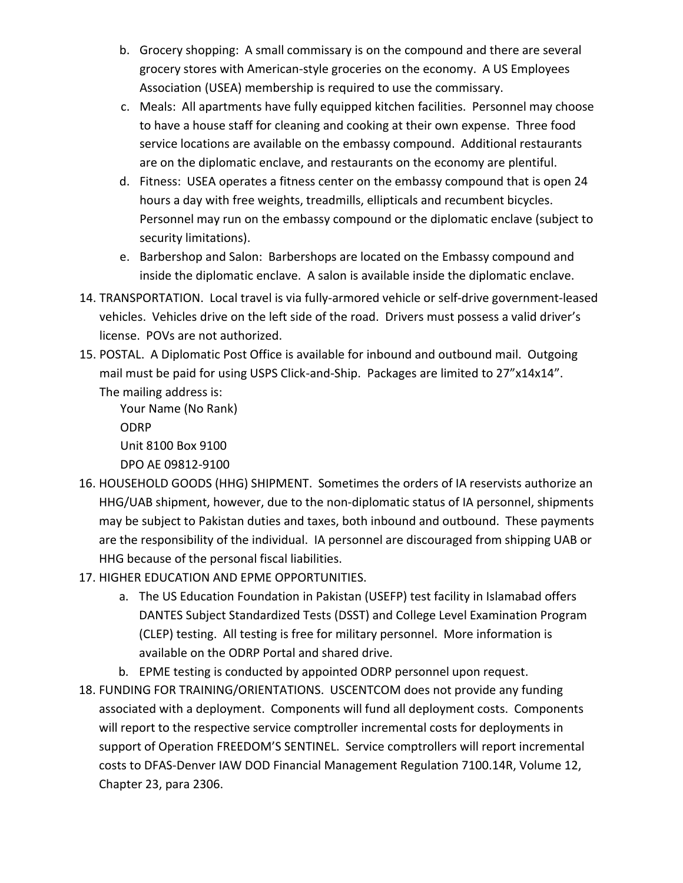b. Grocery shopping: A small commissary is on the compound and there are several grocery stores with American-style groceries on the economy. A US Employees Association (USEA) membership is required to use the commissary.

c. Meals: All apartments have fully equipped kitchen facilities. Personnel may choose to have a house staff for cleaning and cooking at their own expense. Three food service locations are available on the embassy compound. Additional restaurants are on the diplomatic enclave, and restaurants on the economy are plentiful.

d. Fitness: USEA operates a fitness center on the embassy compound that is open 24 hours a day with free weights, treadmills, ellipticals and recumbent bicycles. Personnel may run on the embassy compound or the diplomatic enclave (subject to security limitations).

e. Barbershop and Salon: Barbershops are located on the Embassy compound and inside the diplomatic enclave. A salon is available inside the diplomatic enclave.

14. TRANSPORTATION. Local travel is via fully-armored vehicle or self-drive government-leased vehicles. Vehicles drive on the left side of the road. Drivers must possess a valid driver's license. POVs are not authorized.

15. POSTAL. A Diplomatic Post Office is available for inbound and outbound mail. Outgoing mail must be paid for using USPS Click-and-Ship. Packages are limited to 27"x14x14". The mailing address is:

    Your Name (No Rank)
    ODRP
    Unit 8100 Box 9100
    DPO AE 09812-9100

16. HOUSEHOLD GOODS (HHG) SHIPMENT. Sometimes the orders of IA reservists authorize an HHG/UAB shipment, however, due to the non-diplomatic status of IA personnel, shipments may be subject to Pakistan duties and taxes, both inbound and outbound. These payments are the responsibility of the individual. IA personnel are discouraged from shipping UAB or HHG because of the personal fiscal liabilities.

17. HIGHER EDUCATION AND EPME OPPORTUNITIES.

    a. The US Education Foundation in Pakistan (USEFP) test facility in Islamabad offers DANTES Subject Standardized Tests (DSST) and College Level Examination Program (CLEP) testing. All testing is free for military personnel. More information is available on the ODRP Portal and shared drive.

    b. EPME testing is conducted by appointed ODRP personnel upon request.

18. FUNDING FOR TRAINING/ORIENTATIONS. USCENTCOM does not provide any funding associated with a deployment. Components will fund all deployment costs. Components will report to the respective service comptroller incremental costs for deployments in support of Operation FREEDOM'S SENTINEL. Service comptrollers will report incremental costs to DFAS-Denver IAW DOD Financial Management Regulation 7100.14R, Volume 12, Chapter 23, para 2306.